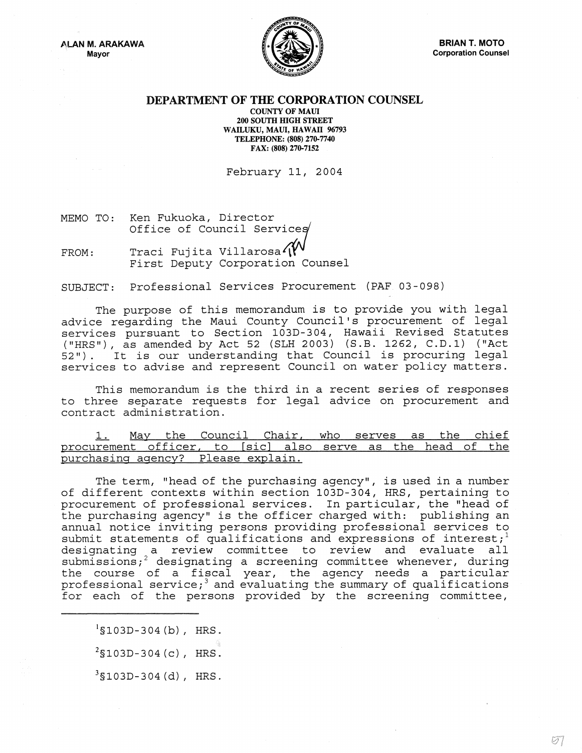ALAN M. ARAKAWA
Mayor

BRIAN T. MOTO
Corporation Counsel

# DEPARTMENT OF THE CORPORATION COUNSEL

COUNTY OF MAUI
200 SOUTH HIGH STREET
WAILUKU, MAUI, HAWAII 96793
TELEPHONE: (808) 270-7740
FAX: (808) 270-7152

February 11, 2004

MEMO TO: Ken Fukuoka, Director
Office of Council Services

FROM: Traci Fujita Villarosa
First Deputy Corporation Counsel

SUBJECT: Professional Services Procurement (PAF 03-098)

The purpose of this memorandum is to provide you with legal advice regarding the Maui County Council's procurement of legal services pursuant to Section 103D-304, Hawaii Revised Statutes ("HRS"), as amended by Act 52 (SLH 2003) (S.B. 1262, C.D.1) ("Act 52"). It is our understanding that Council is procuring legal services to advise and represent Council on water policy matters.

This memorandum is the third in a recent series of responses to three separate requests for legal advice on procurement and contract administration.

1. May the Council Chair, who serves as the chief procurement officer, to [sic] also serve as the head of the purchasing agency? Please explain.

The term, "head of the purchasing agency", is used in a number of different contexts within section 103D-304, HRS, pertaining to procurement of professional services. In particular, the "head of the purchasing agency" is the officer charged with: publishing an annual notice inviting persons providing professional services to submit statements of qualifications and expressions of interest;[1] designating a review committee to review and evaluate all submissions;[2] designating a screening committee whenever, during the course of a fiscal year, the agency needs a particular professional service;[3] and evaluating the summary of qualifications for each of the persons provided by the screening committee,

[1] §103D-304(b), HRS.

[2] §103D-304(c), HRS.

[3] §103D-304(d), HRS.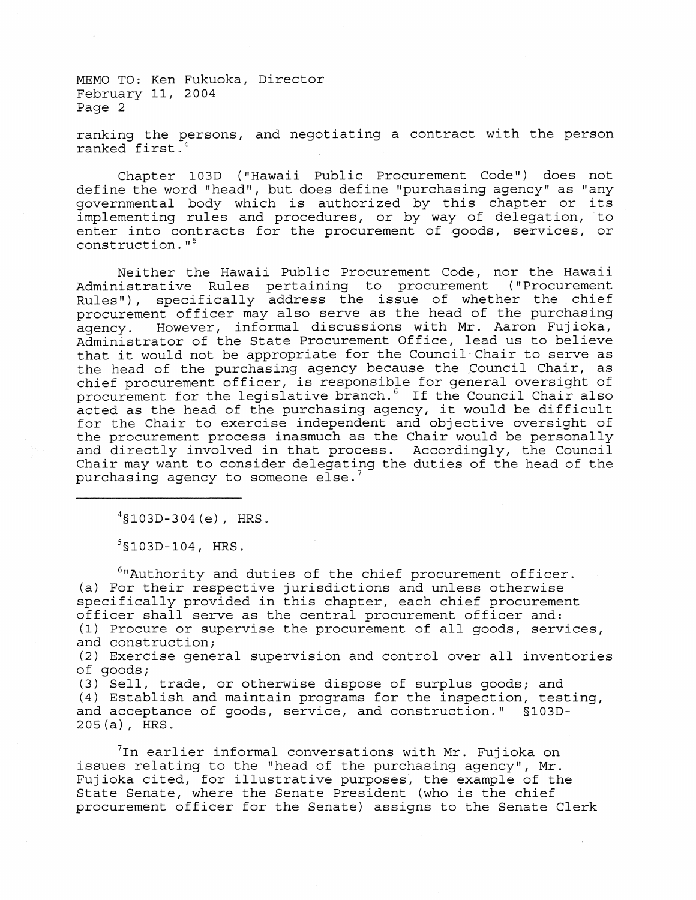ranking the persons, and negotiating a contract with the person ranked first.[4]

Chapter 103D ("Hawaii Public Procurement Code") does not define the word "head", but does define "purchasing agency" as "any governmental body which is authorized by this chapter or its implementing rules and procedures, or by way of delegation, to enter into contracts for the procurement of goods, services, or construction."[5]

Neither the Hawaii Public Procurement Code, nor the Hawaii Administrative Rules pertaining to procurement ("Procurement Rules"), specifically address the issue of whether the chief procurement officer may also serve as the head of the purchasing agency. However, informal discussions with Mr. Aaron Fujioka, Administrator of the State Procurement Office, lead us to believe that it would not be appropriate for the Council Chair to serve as the head of the purchasing agency because the Council Chair, as chief procurement officer, is responsible for general oversight of procurement for the legislative branch.[6] If the Council Chair also acted as the head of the purchasing agency, it would be difficult for the Chair to exercise independent and objective oversight of the procurement process inasmuch as the Chair would be personally and directly involved in that process. Accordingly, the Council Chair may want to consider delegating the duties of the head of the purchasing agency to someone else.[7]

---

[4]§103D-304(e), HRS.

[5]§103D-104, HRS.

[6]"Authority and duties of the chief procurement officer.
(a) For their respective jurisdictions and unless otherwise specifically provided in this chapter, each chief procurement officer shall serve as the central procurement officer and:
(1) Procure or supervise the procurement of all goods, services, and construction;
(2) Exercise general supervision and control over all inventories of goods;
(3) Sell, trade, or otherwise dispose of surplus goods; and
(4) Establish and maintain programs for the inspection, testing, and acceptance of goods, service, and construction." §103D-205(a), HRS.

[7]In earlier informal conversations with Mr. Fujioka on issues relating to the "head of the purchasing agency", Mr. Fujioka cited, for illustrative purposes, the example of the State Senate, where the Senate President (who is the chief procurement officer for the Senate) assigns to the Senate Clerk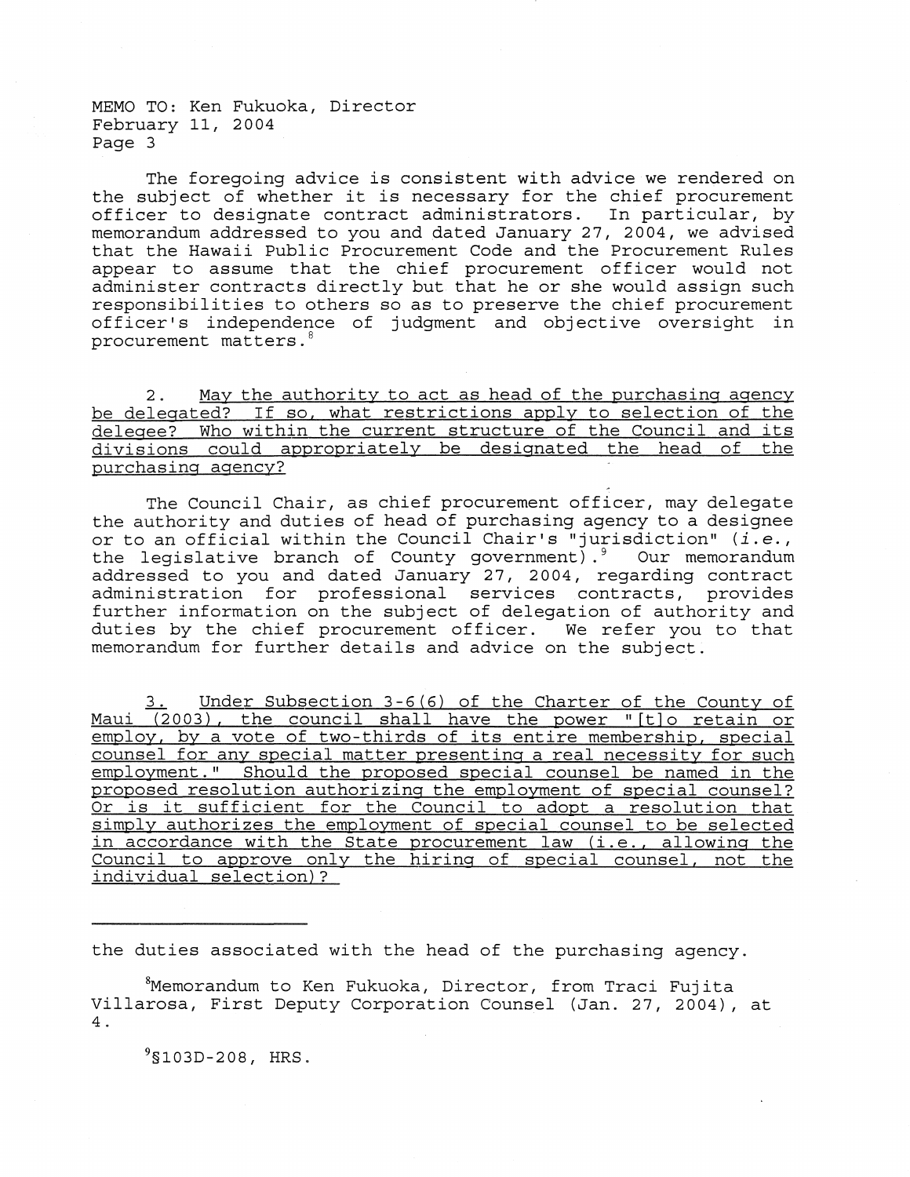MEMO TO: Ken Fukuoka, Director
February 11, 2004

The foregoing advice is consistent with advice we rendered on the subject of whether it is necessary for the chief procurement officer to designate contract administrators. In particular, by memorandum addressed to you and dated January 27, 2004, we advised that the Hawaii Public Procurement Code and the Procurement Rules appear to assume that the chief procurement officer would not administer contracts directly but that he or she would assign such responsibilities to others so as to preserve the chief procurement officer's independence of judgment and objective oversight in procurement matters.[8]

2. <u>May the authority to act as head of the purchasing agency be delegated? If so, what restrictions apply to selection of the delegee? Who within the current structure of the Council and its divisions could appropriately be designated the head of the purchasing agency?</u>

The Council Chair, as chief procurement officer, may delegate the authority and duties of head of purchasing agency to a designee or to an official within the Council Chair's "jurisdiction" (*i.e.*, the legislative branch of County government).[9] Our memorandum addressed to you and dated January 27, 2004, regarding contract administration for professional services contracts, provides further information on the subject of delegation of authority and duties by the chief procurement officer. We refer you to that memorandum for further details and advice on the subject.

3. <u>Under Subsection 3-6(6) of the Charter of the County of Maui (2003), the council shall have the power "[t]o retain or employ, by a vote of two-thirds of its entire membership, special counsel for any special matter presenting a real necessity for such employment." Should the proposed special counsel be named in the proposed resolution authorizing the employment of special counsel? Or is it sufficient for the Council to adopt a resolution that simply authorizes the employment of special counsel to be selected in accordance with the State procurement law (i.e., allowing the Council to approve only the hiring of special counsel, not the individual selection)?</u>

---

the duties associated with the head of the purchasing agency.

[8] Memorandum to Ken Fukuoka, Director, from Traci Fujita Villarosa, First Deputy Corporation Counsel (Jan. 27, 2004), at 4.

[9] §103D-208, HRS.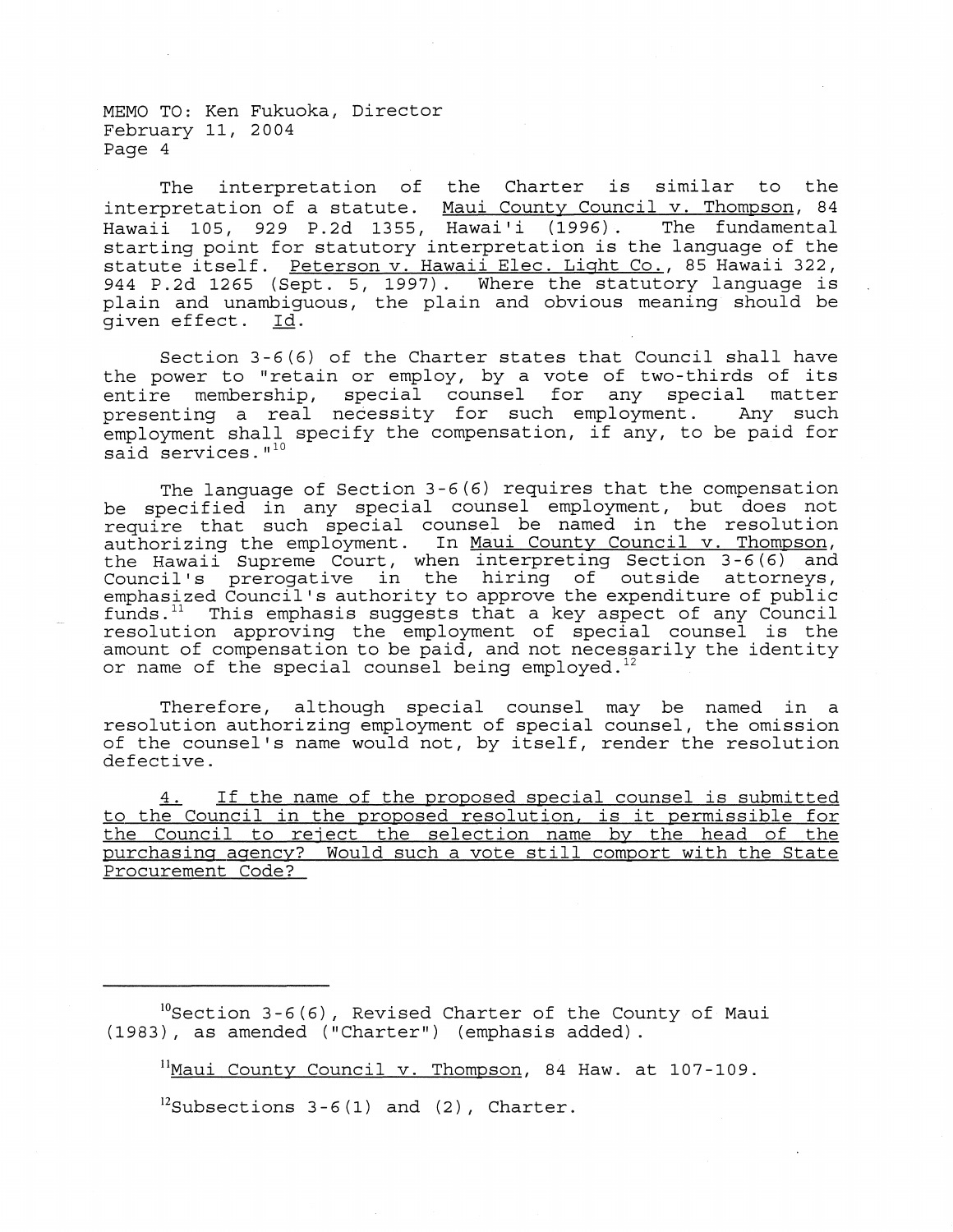MEMO TO: Ken Fukuoka, Director
February 11, 2004

The interpretation of the Charter is similar to the interpretation of a statute. Maui County Council v. Thompson, 84 Hawaii 105, 929 P.2d 1355, Hawai'i (1996). The fundamental starting point for statutory interpretation is the language of the statute itself. Peterson v. Hawaii Elec. Light Co., 85 Hawaii 322, 944 P.2d 1265 (Sept. 5, 1997). Where the statutory language is plain and unambiguous, the plain and obvious meaning should be given effect. Id.

Section 3-6(6) of the Charter states that Council shall have the power to "retain or employ, by a vote of two-thirds of its entire membership, special counsel for any special matter presenting a real necessity for such employment. Any such employment shall specify the compensation, if any, to be paid for said services."[10]

The language of Section 3-6(6) requires that the compensation be specified in any special counsel employment, but does not require that such special counsel be named in the resolution authorizing the employment. In Maui County Council v. Thompson, the Hawaii Supreme Court, when interpreting Section 3-6(6) and Council's prerogative in the hiring of outside attorneys, emphasized Council's authority to approve the expenditure of public funds.[11] This emphasis suggests that a key aspect of any Council resolution approving the employment of special counsel is the amount of compensation to be paid, and not necessarily the identity or name of the special counsel being employed.[12]

Therefore, although special counsel may be named in a resolution authorizing employment of special counsel, the omission of the counsel's name would not, by itself, render the resolution defective.

4. If the name of the proposed special counsel is submitted to the Council in the proposed resolution, is it permissible for the Council to reject the selection name by the head of the purchasing agency? Would such a vote still comport with the State Procurement Code?

---

[10] Section 3-6(6), Revised Charter of the County of Maui (1983), as amended ("Charter") (emphasis added).

[11] Maui County Council v. Thompson, 84 Haw. at 107-109.

[12] Subsections 3-6(1) and (2), Charter.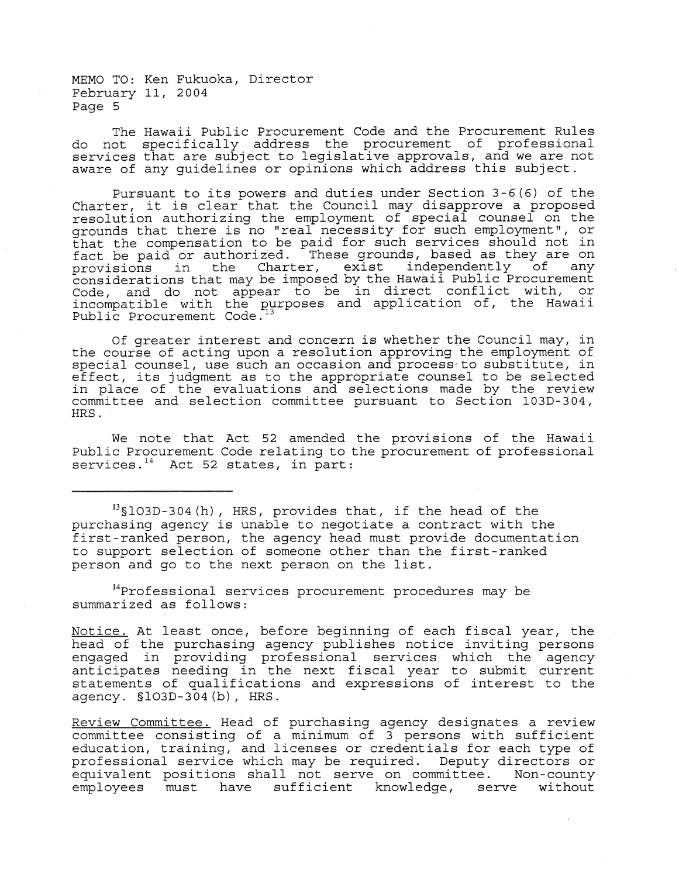The Hawaii Public Procurement Code and the Procurement Rules do not specifically address the procurement of professional services that are subject to legislative approvals, and we are not aware of any guidelines or opinions which address this subject.

Pursuant to its powers and duties under Section 3-6(6) of the Charter, it is clear that the Council may disapprove a proposed resolution authorizing the employment of special counsel on the grounds that there is no "real necessity for such employment", or that the compensation to be paid for such services should not in fact be paid or authorized. These grounds, based as they are on provisions in the Charter, exist independently of any considerations that may be imposed by the Hawaii Public Procurement Code, and do not appear to be in direct conflict with, or incompatible with the purposes and application of, the Hawaii Public Procurement Code.[13]

Of greater interest and concern is whether the Council may, in the course of acting upon a resolution approving the employment of special counsel, use such an occasion and process to substitute, in effect, its judgment as to the appropriate counsel to be selected in place of the evaluations and selections made by the review committee and selection committee pursuant to Section 103D-304, HRS.

We note that Act 52 amended the provisions of the Hawaii Public Procurement Code relating to the procurement of professional services.[14] Act 52 states, in part:

---

[13]§103D-304(h), HRS, provides that, if the head of the purchasing agency is unable to negotiate a contract with the first-ranked person, the agency head must provide documentation to support selection of someone other than the first-ranked person and go to the next person on the list.

[14]Professional services procurement procedures may be summarized as follows:

Notice. At least once, before beginning of each fiscal year, the head of the purchasing agency publishes notice inviting persons engaged in providing professional services which the agency anticipates needing in the next fiscal year to submit current statements of qualifications and expressions of interest to the agency. §103D-304(b), HRS.

Review Committee. Head of purchasing agency designates a review committee consisting of a minimum of 3 persons with sufficient education, training, and licenses or credentials for each type of professional service which may be required. Deputy directors or equivalent positions shall not serve on committee. Non-county employees must have sufficient knowledge, serve without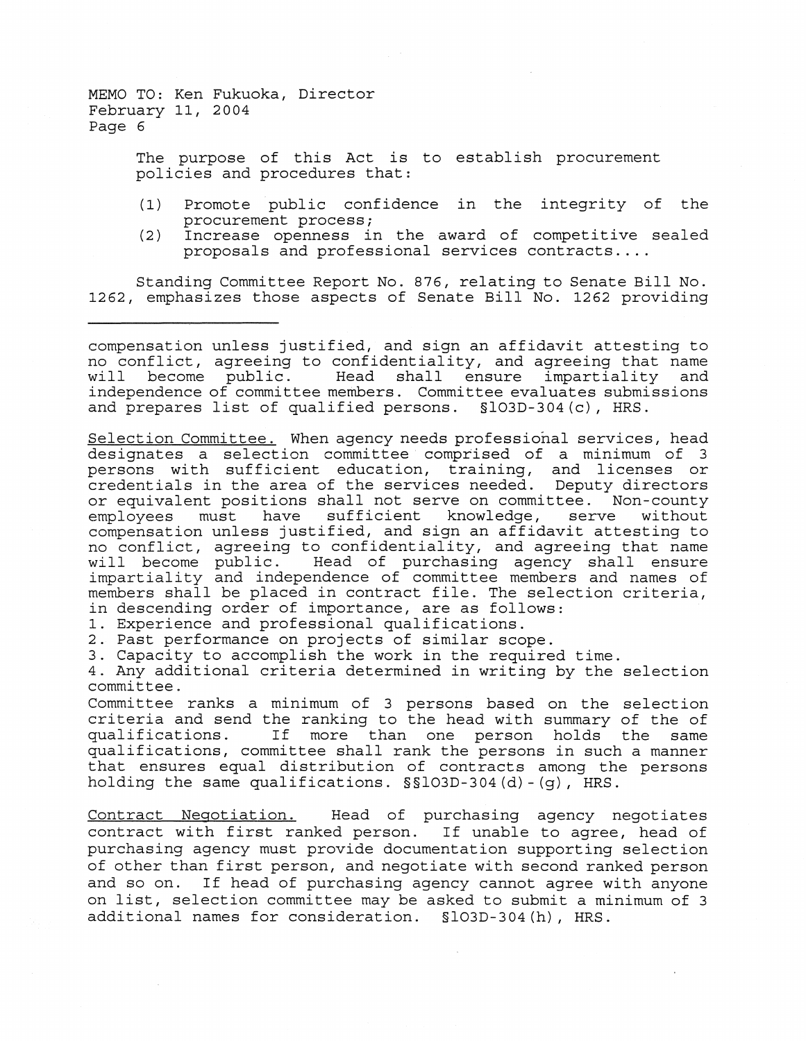> The purpose of this Act is to establish procurement policies and procedures that:
>
> (1) Promote public confidence in the integrity of the procurement process;
> (2) Increase openness in the award of competitive sealed proposals and professional services contracts....

Standing Committee Report No. 876, relating to Senate Bill No. 1262, emphasizes those aspects of Senate Bill No. 1262 providing

---

compensation unless justified, and sign an affidavit attesting to no conflict, agreeing to confidentiality, and agreeing that name will become public. Head shall ensure impartiality and independence of committee members. Committee evaluates submissions and prepares list of qualified persons. §103D-304(c), HRS.

<u>Selection Committee.</u> When agency needs professional services, head designates a selection committee comprised of a minimum of 3 persons with sufficient education, training, and licenses or credentials in the area of the services needed. Deputy directors or equivalent positions shall not serve on committee. Non-county employees must have sufficient knowledge, serve without compensation unless justified, and sign an affidavit attesting to no conflict, agreeing to confidentiality, and agreeing that name will become public. Head of purchasing agency shall ensure impartiality and independence of committee members and names of members shall be placed in contract file. The selection criteria, in descending order of importance, are as follows:

1. Experience and professional qualifications.
2. Past performance on projects of similar scope.
3. Capacity to accomplish the work in the required time.
4. Any additional criteria determined in writing by the selection committee.

Committee ranks a minimum of 3 persons based on the selection criteria and send the ranking to the head with summary of the of qualifications. If more than one person holds the same qualifications, committee shall rank the persons in such a manner that ensures equal distribution of contracts among the persons holding the same qualifications. §§103D-304(d)-(g), HRS.

<u>Contract Negotiation.</u> Head of purchasing agency negotiates contract with first ranked person. If unable to agree, head of purchasing agency must provide documentation supporting selection of other than first person, and negotiate with second ranked person and so on. If head of purchasing agency cannot agree with anyone on list, selection committee may be asked to submit a minimum of 3 additional names for consideration. §103D-304(h), HRS.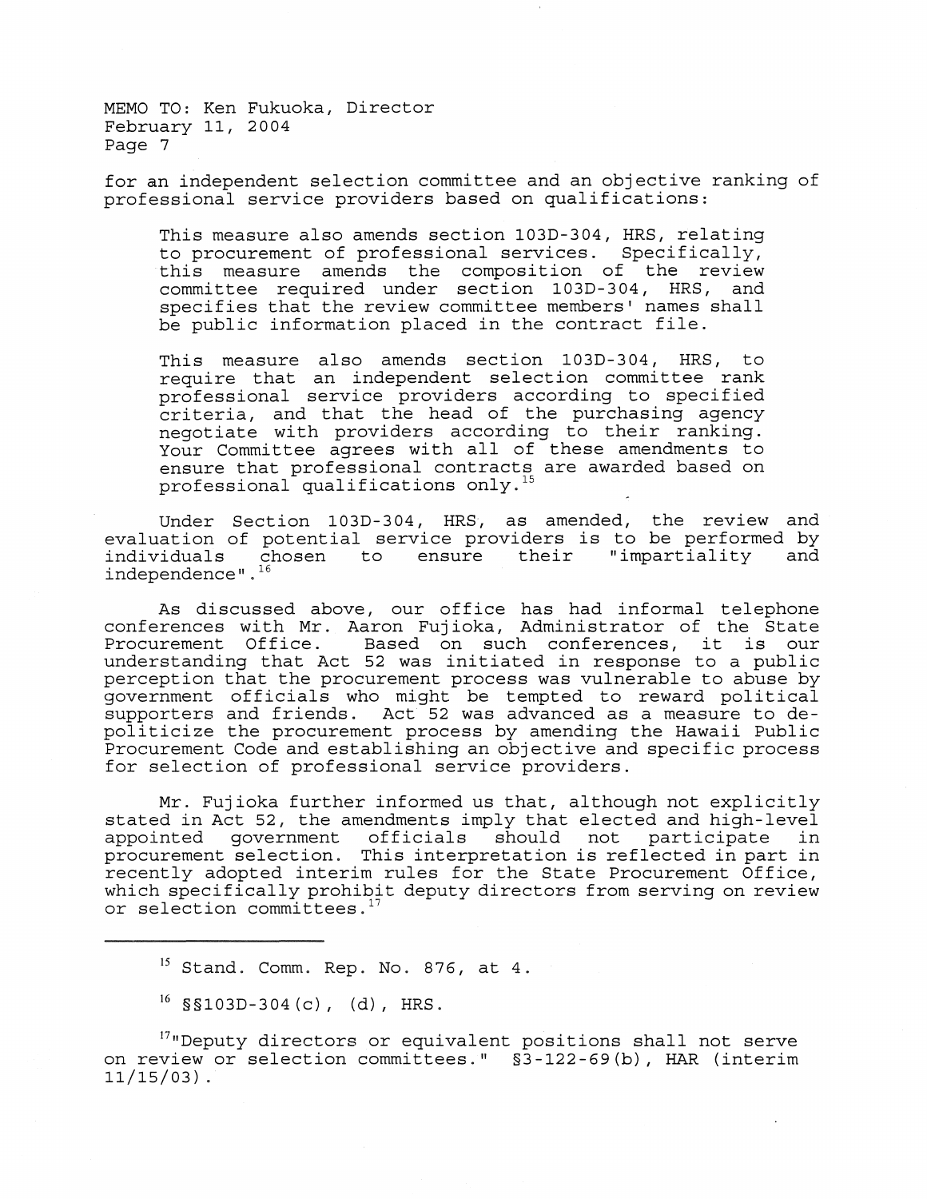for an independent selection committee and an objective ranking of professional service providers based on qualifications:

> This measure also amends section 103D-304, HRS, relating to procurement of professional services. Specifically, this measure amends the composition of the review committee required under section 103D-304, HRS, and specifies that the review committee members' names shall be public information placed in the contract file.
>
> This measure also amends section 103D-304, HRS, to require that an independent selection committee rank professional service providers according to specified criteria, and that the head of the purchasing agency negotiate with providers according to their ranking. Your Committee agrees with all of these amendments to ensure that professional contracts are awarded based on professional qualifications only.[15]

Under Section 103D-304, HRS, as amended, the review and evaluation of potential service providers is to be performed by individuals chosen to ensure their "impartiality and independence".[16]

As discussed above, our office has had informal telephone conferences with Mr. Aaron Fujioka, Administrator of the State Procurement Office. Based on such conferences, it is our understanding that Act 52 was initiated in response to a public perception that the procurement process was vulnerable to abuse by government officials who might be tempted to reward political supporters and friends. Act 52 was advanced as a measure to de-politicize the procurement process by amending the Hawaii Public Procurement Code and establishing an objective and specific process for selection of professional service providers.

Mr. Fujioka further informed us that, although not explicitly stated in Act 52, the amendments imply that elected and high-level appointed government officials should not participate in procurement selection. This interpretation is reflected in part in recently adopted interim rules for the State Procurement Office, which specifically prohibit deputy directors from serving on review or selection committees.[17]

---

[15] Stand. Comm. Rep. No. 876, at 4.

[16] §§103D-304(c), (d), HRS.

[17] "Deputy directors or equivalent positions shall not serve on review or selection committees." §3-122-69(b), HAR (interim 11/15/03).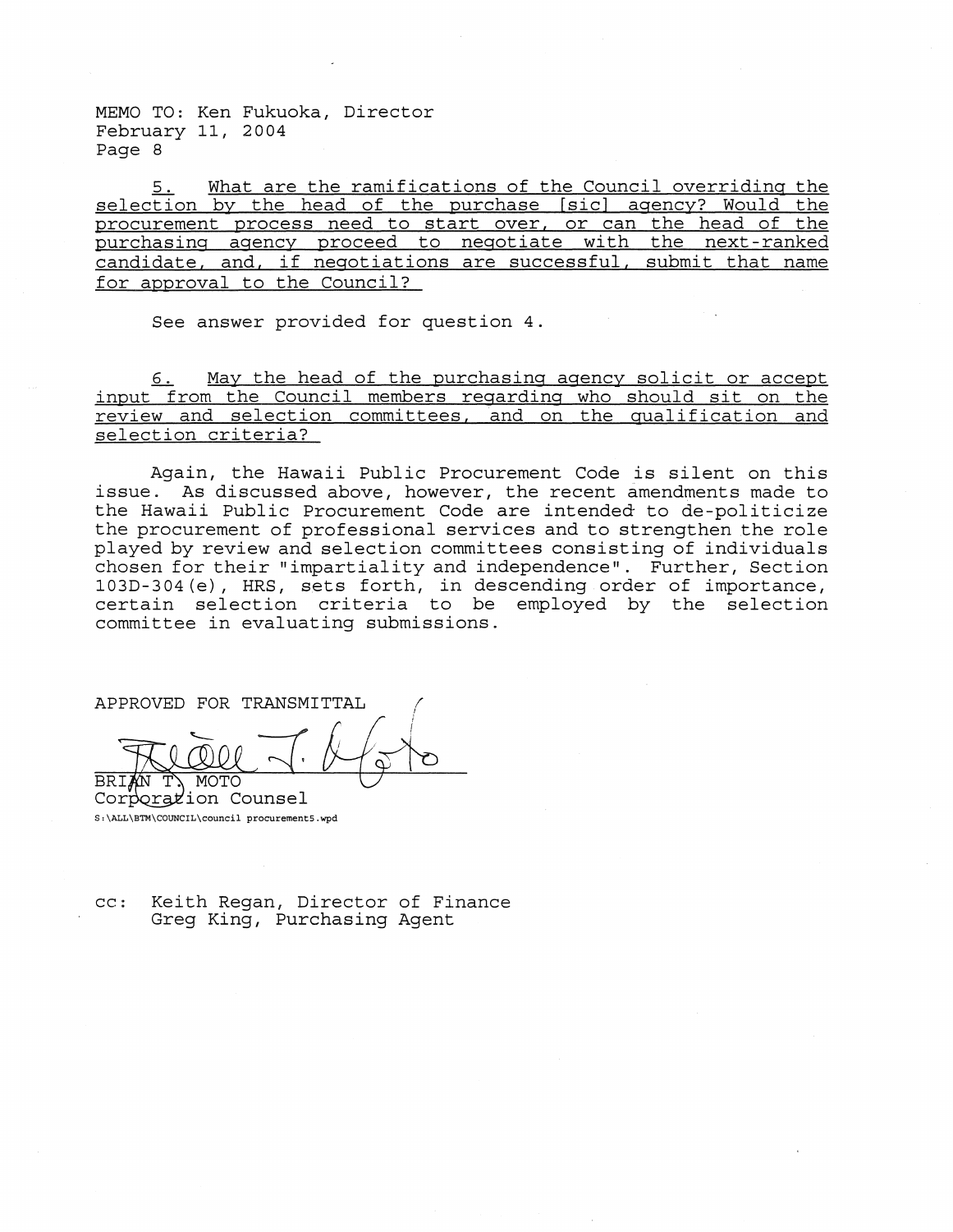MEMO TO: Ken Fukuoka, Director
February 11, 2004
Page 8

5. <u>What are the ramifications of the Council overriding the selection by the head of the purchase [sic] agency? Would the procurement process need to start over, or can the head of the purchasing agency proceed to negotiate with the next-ranked candidate, and, if negotiations are successful, submit that name for approval to the Council?</u>

See answer provided for question 4.

6. <u>May the head of the purchasing agency solicit or accept input from the Council members regarding who should sit on the review and selection committees, and on the qualification and selection criteria?</u>

Again, the Hawaii Public Procurement Code is silent on this issue. As discussed above, however, the recent amendments made to the Hawaii Public Procurement Code are intended to de-politicize the procurement of professional services and to strengthen the role played by review and selection committees consisting of individuals chosen for their "impartiality and independence". Further, Section 103D-304(e), HRS, sets forth, in descending order of importance, certain selection criteria to be employed by the selection committee in evaluating submissions.

APPROVED FOR TRANSMITTAL

BRIAN T. MOTO
Corporation Counsel

S:\ALL\BTM\COUNCIL\council procurement5.wpd

cc: Keith Regan, Director of Finance
Greg King, Purchasing Agent